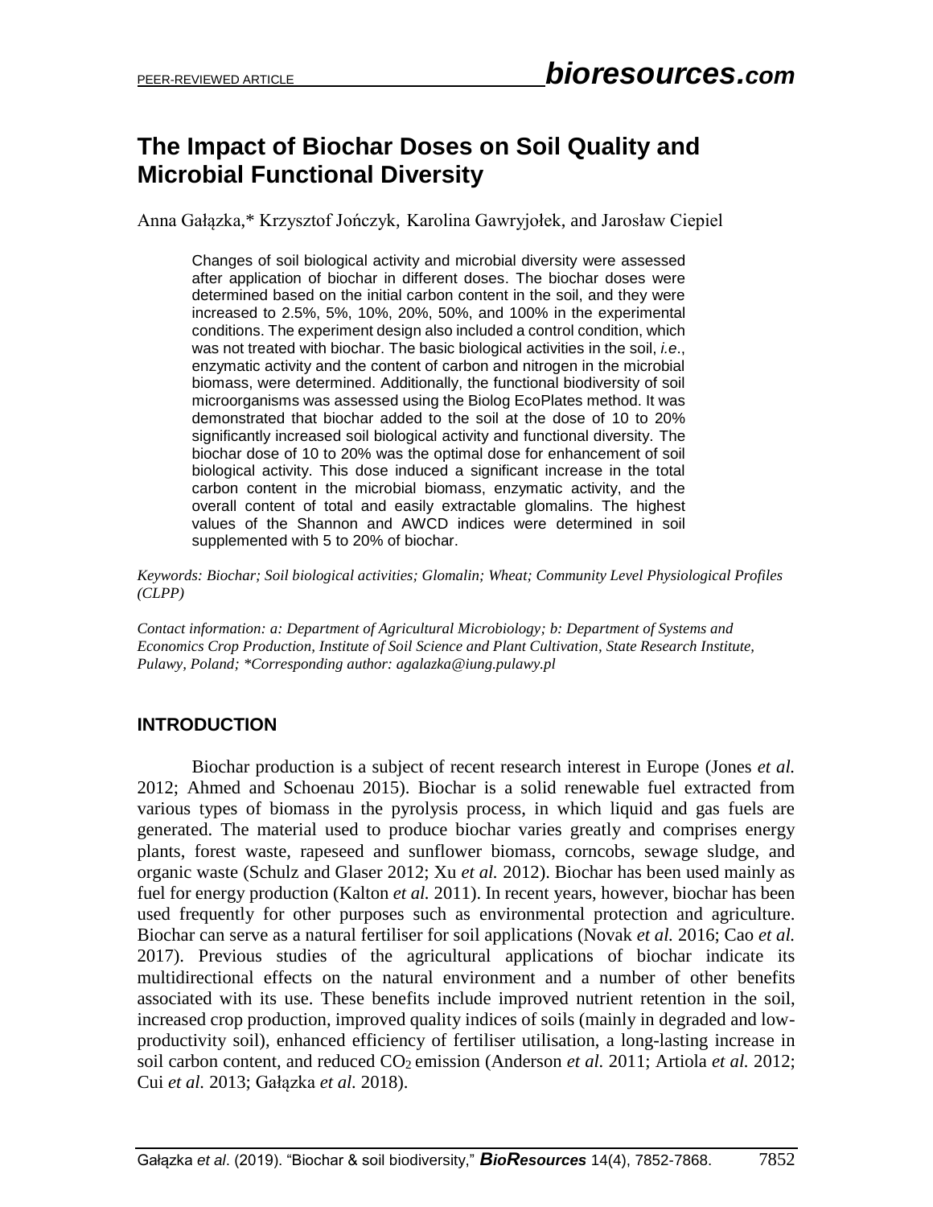# The Impact of Biochar Doses on Soil Quality and Microbial Functional Diversity

Anna Gałązka,* Krzysztof Jończyk, Karolina Gawryjołek, and Jarosław Ciepiel

Changes of soil biological activity and microbial diversity were assessed after application of biochar in different doses. The biochar doses were determined based on the initial carbon content in the soil, and they were increased to 2.5%, 5%, 10%, 20%, 50%, and 100% in the experimental conditions. The experiment design also included a control condition, which was not treated with biochar. The basic biological activities in the soil, *i.e.*, enzymatic activity and the content of carbon and nitrogen in the microbial biomass, were determined. Additionally, the functional biodiversity of soil microorganisms was assessed using the Biolog EcoPlates method. It was demonstrated that biochar added to the soil at the dose of 10 to 20% significantly increased soil biological activity and functional diversity. The biochar dose of 10 to 20% was the optimal dose for enhancement of soil biological activity. This dose induced a significant increase in the total carbon content in the microbial biomass, enzymatic activity, and the overall content of total and easily extractable glomalins. The highest values of the Shannon and AWCD indices were determined in soil supplemented with 5 to 20% of biochar.

*Keywords: Biochar; Soil biological activities; Glomalin; Wheat; Community Level Physiological Profiles (CLPP)*

*Contact information: a: Department of Agricultural Microbiology; b: Department of Systems and Economics Crop Production, Institute of Soil Science and Plant Cultivation, State Research Institute, Pulawy, Poland; \*Corresponding author: agalazka@iung.pulawy.pl*

## INTRODUCTION

Biochar production is a subject of recent research interest in Europe (Jones *et al.* 2012; Ahmed and Schoenau 2015). Biochar is a solid renewable fuel extracted from various types of biomass in the pyrolysis process, in which liquid and gas fuels are generated. The material used to produce biochar varies greatly and comprises energy plants, forest waste, rapeseed and sunflower biomass, corncobs, sewage sludge, and organic waste (Schulz and Glaser 2012; Xu *et al.* 2012). Biochar has been used mainly as fuel for energy production (Kalton *et al.* 2011). In recent years, however, biochar has been used frequently for other purposes such as environmental protection and agriculture. Biochar can serve as a natural fertiliser for soil applications (Novak *et al.* 2016; Cao *et al.* 2017). Previous studies of the agricultural applications of biochar indicate its multidirectional effects on the natural environment and a number of other benefits associated with its use. These benefits include improved nutrient retention in the soil, increased crop production, improved quality indices of soils (mainly in degraded and low-productivity soil), enhanced efficiency of fertiliser utilisation, a long-lasting increase in soil carbon content, and reduced $CO_2$ emission (Anderson *et al.* 2011; Artiola *et al.* 2012; Cui *et al.* 2013; Gałązka *et al.* 2018).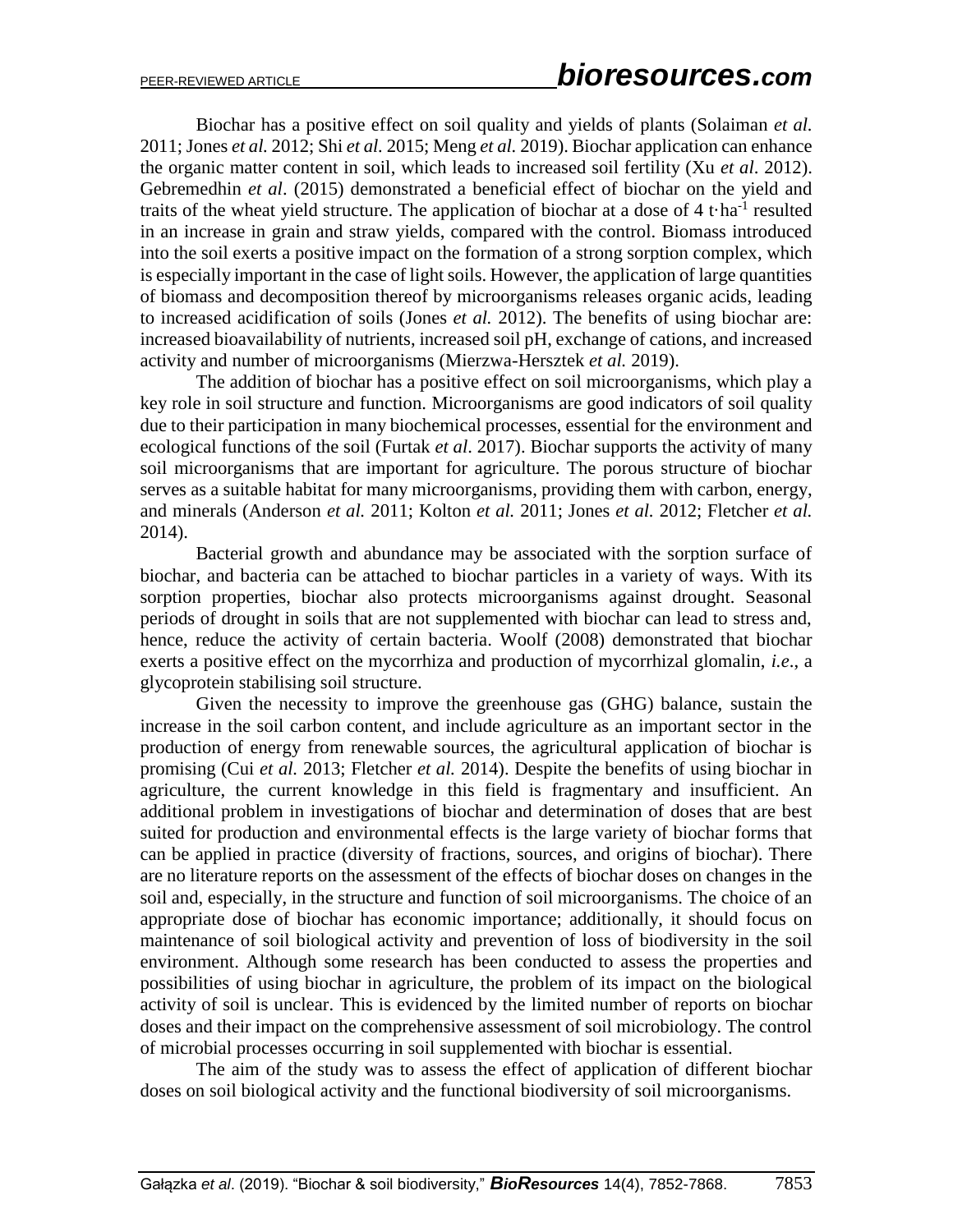Biochar has a positive effect on soil quality and yields of plants (Solaiman *et al.* 2011; Jones *et al.* 2012; Shi *et al.* 2015; Meng *et al.* 2019). Biochar application can enhance the organic matter content in soil, which leads to increased soil fertility (Xu *et al*. 2012). Gebremedhin *et al*. (2015) demonstrated a beneficial effect of biochar on the yield and traits of the wheat yield structure. The application of biochar at a dose of 4 $t{\cdot}ha^{-1}$ resulted in an increase in grain and straw yields, compared with the control. Biomass introduced into the soil exerts a positive impact on the formation of a strong sorption complex, which is especially important in the case of light soils. However, the application of large quantities of biomass and decomposition thereof by microorganisms releases organic acids, leading to increased acidification of soils (Jones *et al.* 2012). The benefits of using biochar are: increased bioavailability of nutrients, increased soil pH, exchange of cations, and increased activity and number of microorganisms (Mierzwa-Hersztek *et al.* 2019).

The addition of biochar has a positive effect on soil microorganisms, which play a key role in soil structure and function. Microorganisms are good indicators of soil quality due to their participation in many biochemical processes, essential for the environment and ecological functions of the soil (Furtak *et al*. 2017). Biochar supports the activity of many soil microorganisms that are important for agriculture. The porous structure of biochar serves as a suitable habitat for many microorganisms, providing them with carbon, energy, and minerals (Anderson *et al.* 2011; Kolton *et al.* 2011; Jones *et al.* 2012; Fletcher *et al.* 2014).

Bacterial growth and abundance may be associated with the sorption surface of biochar, and bacteria can be attached to biochar particles in a variety of ways. With its sorption properties, biochar also protects microorganisms against drought. Seasonal periods of drought in soils that are not supplemented with biochar can lead to stress and, hence, reduce the activity of certain bacteria. Woolf (2008) demonstrated that biochar exerts a positive effect on the mycorrhiza and production of mycorrhizal glomalin, *i.e*., a glycoprotein stabilising soil structure.

Given the necessity to improve the greenhouse gas (GHG) balance, sustain the increase in the soil carbon content, and include agriculture as an important sector in the production of energy from renewable sources, the agricultural application of biochar is promising (Cui *et al.* 2013; Fletcher *et al.* 2014). Despite the benefits of using biochar in agriculture, the current knowledge in this field is fragmentary and insufficient. An additional problem in investigations of biochar and determination of doses that are best suited for production and environmental effects is the large variety of biochar forms that can be applied in practice (diversity of fractions, sources, and origins of biochar). There are no literature reports on the assessment of the effects of biochar doses on changes in the soil and, especially, in the structure and function of soil microorganisms. The choice of an appropriate dose of biochar has economic importance; additionally, it should focus on maintenance of soil biological activity and prevention of loss of biodiversity in the soil environment. Although some research has been conducted to assess the properties and possibilities of using biochar in agriculture, the problem of its impact on the biological activity of soil is unclear. This is evidenced by the limited number of reports on biochar doses and their impact on the comprehensive assessment of soil microbiology. The control of microbial processes occurring in soil supplemented with biochar is essential.

The aim of the study was to assess the effect of application of different biochar doses on soil biological activity and the functional biodiversity of soil microorganisms.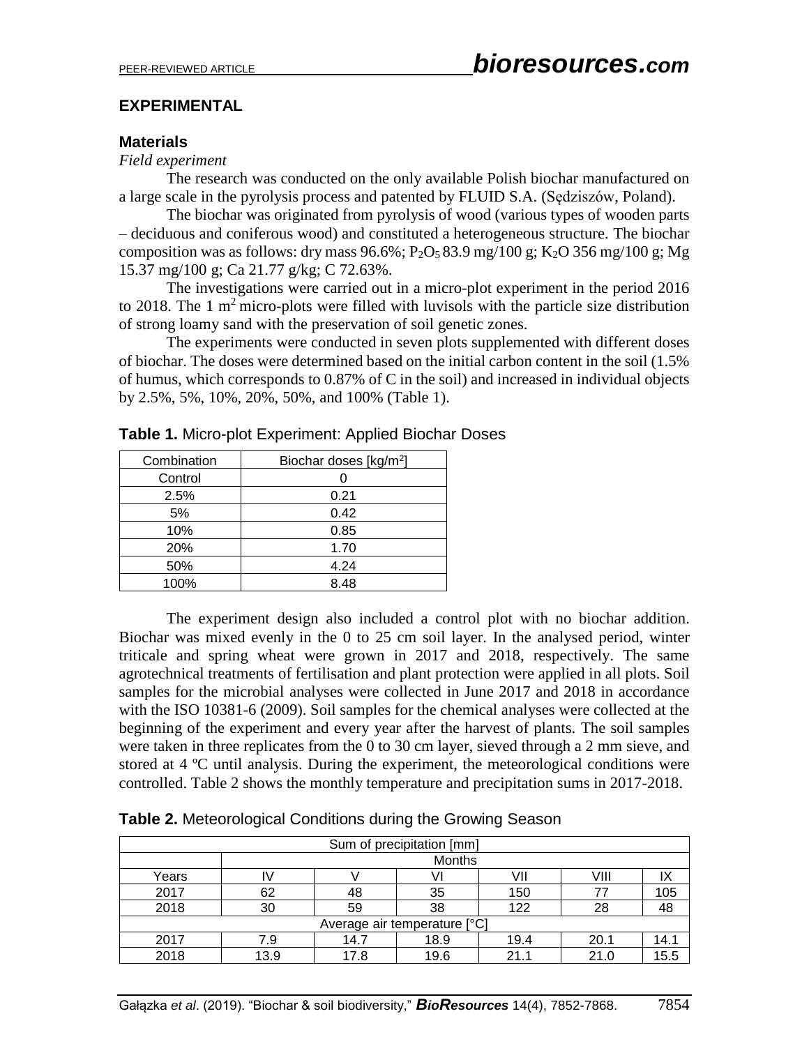## EXPERIMENTAL

### Materials

*Field experiment*

The research was conducted on the only available Polish biochar manufactured on a large scale in the pyrolysis process and patented by FLUID S.A. (Sędziszów, Poland).

The biochar was originated from pyrolysis of wood (various types of wooden parts – deciduous and coniferous wood) and constituted a heterogeneous structure. The biochar composition was as follows: dry mass 96.6%; $P_2O_5$ 83.9 mg/100 g; $K_2O$ 356 mg/100 g; Mg 15.37 mg/100 g; Ca 21.77 g/kg; C 72.63%.

The investigations were carried out in a micro-plot experiment in the period 2016 to 2018. The 1 $m^2$ micro-plots were filled with luvisols with the particle size distribution of strong loamy sand with the preservation of soil genetic zones.

The experiments were conducted in seven plots supplemented with different doses of biochar. The doses were determined based on the initial carbon content in the soil (1.5% of humus, which corresponds to 0.87% of C in the soil) and increased in individual objects by 2.5%, 5%, 10%, 20%, 50%, and 100% (Table 1).

**Table 1.** Micro-plot Experiment: Applied Biochar Doses

| Combination | Biochar doses [kg/m$^2$] |
|---|---|
| Control | 0 |
| 2.5% | 0.21 |
| 5% | 0.42 |
| 10% | 0.85 |
| 20% | 1.70 |
| 50% | 4.24 |
| 100% | 8.48 |

The experiment design also included a control plot with no biochar addition. Biochar was mixed evenly in the 0 to 25 cm soil layer. In the analysed period, winter triticale and spring wheat were grown in 2017 and 2018, respectively. The same agrotechnical treatments of fertilisation and plant protection were applied in all plots. Soil samples for the microbial analyses were collected in June 2017 and 2018 in accordance with the ISO 10381-6 (2009). Soil samples for the chemical analyses were collected at the beginning of the experiment and every year after the harvest of plants. The soil samples were taken in three replicates from the 0 to 30 cm layer, sieved through a 2 mm sieve, and stored at 4 ºC until analysis. During the experiment, the meteorological conditions were controlled. Table 2 shows the monthly temperature and precipitation sums in 2017-2018.

**Table 2.** Meteorological Conditions during the Growing Season

| Sum of precipitation [mm] | | | | | | |
|---|---|---|---|---|---|---|
| | Months | | | | | |
| Years | IV | V | VI | VII | VIII | IX |
| 2017 | 62 | 48 | 35 | 150 | 77 | 105 |
| 2018 | 30 | 59 | 38 | 122 | 28 | 48 |
| Average air temperature [°C] | | | | | | |
| 2017 | 7.9 | 14.7 | 18.9 | 19.4 | 20.1 | 14.1 |
| 2018 | 13.9 | 17.8 | 19.6 | 21.1 | 21.0 | 15.5 |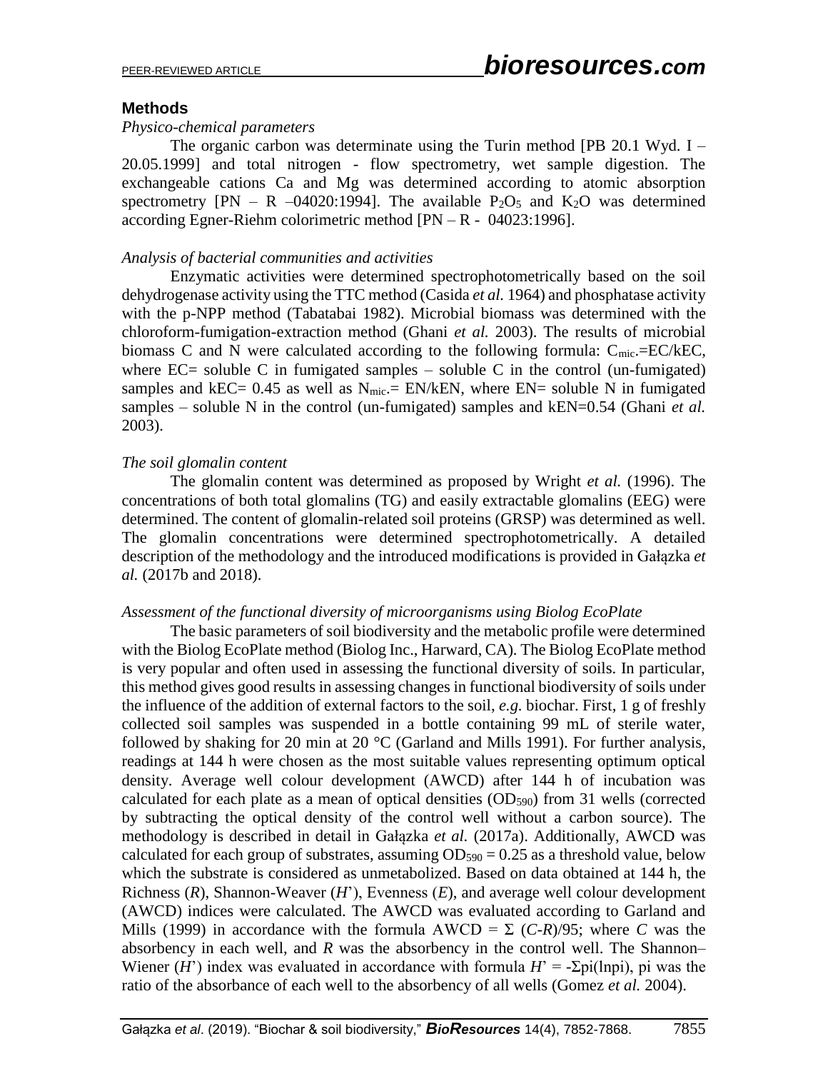## Methods

### *Physico-chemical parameters*

The organic carbon was determinate using the Turin method [PB 20.1 Wyd. I – 20.05.1999] and total nitrogen - flow spectrometry, wet sample digestion. The exchangeable cations Ca and Mg was determined according to atomic absorption spectrometry [PN – R –04020:1994]. The available $P_2O_5$ and $K_2O$ was determined according Egner-Riehm colorimetric method [PN – R - 04023:1996].

### *Analysis of bacterial communities and activities*

Enzymatic activities were determined spectrophotometrically based on the soil dehydrogenase activity using the TTC method (Casida *et al.* 1964) and phosphatase activity with the p-NPP method (Tabatabai 1982). Microbial biomass was determined with the chloroform-fumigation-extraction method (Ghani *et al.* 2003). The results of microbial biomass C and N were calculated according to the following formula: $C_{mic}$.=EC/kEC, where EC= soluble C in fumigated samples – soluble C in the control (un-fumigated) samples and kEC= 0.45 as well as $N_{mic}$.= EN/kEN, where EN= soluble N in fumigated samples – soluble N in the control (un-fumigated) samples and kEN=0.54 (Ghani *et al.* 2003).

### *The soil glomalin content*

The glomalin content was determined as proposed by Wright *et al.* (1996). The concentrations of both total glomalins (TG) and easily extractable glomalins (EEG) were determined. The content of glomalin-related soil proteins (GRSP) was determined as well. The glomalin concentrations were determined spectrophotometrically. A detailed description of the methodology and the introduced modifications is provided in Gałązka *et al.* (2017b and 2018).

### *Assessment of the functional diversity of microorganisms using Biolog EcoPlate*

The basic parameters of soil biodiversity and the metabolic profile were determined with the Biolog EcoPlate method (Biolog Inc., Harward, CA). The Biolog EcoPlate method is very popular and often used in assessing the functional diversity of soils. In particular, this method gives good results in assessing changes in functional biodiversity of soils under the influence of the addition of external factors to the soil, *e.g.* biochar. First, 1 g of freshly collected soil samples was suspended in a bottle containing 99 mL of sterile water, followed by shaking for 20 min at 20 °C (Garland and Mills 1991). For further analysis, readings at 144 h were chosen as the most suitable values representing optimum optical density. Average well colour development (AWCD) after 144 h of incubation was calculated for each plate as a mean of optical densities ($OD_{590}$) from 31 wells (corrected by subtracting the optical density of the control well without a carbon source). The methodology is described in detail in Gałązka *et al.* (2017a). Additionally, AWCD was calculated for each group of substrates, assuming $OD_{590} = 0.25$ as a threshold value, below which the substrate is considered as unmetabolized. Based on data obtained at 144 h, the Richness (*R*), Shannon-Weaver (*H*'), Evenness (*E*), and average well colour development (AWCD) indices were calculated. The AWCD was evaluated according to Garland and Mills (1999) in accordance with the formula AWCD = $\Sigma$ (*C*-*R*)/95; where *C* was the absorbency in each well, and *R* was the absorbency in the control well. The Shannon–Wiener (*H*') index was evaluated in accordance with formula $H' = -\Sigma pi(\ln pi)$, pi was the ratio of the absorbance of each well to the absorbency of all wells (Gomez *et al.* 2004).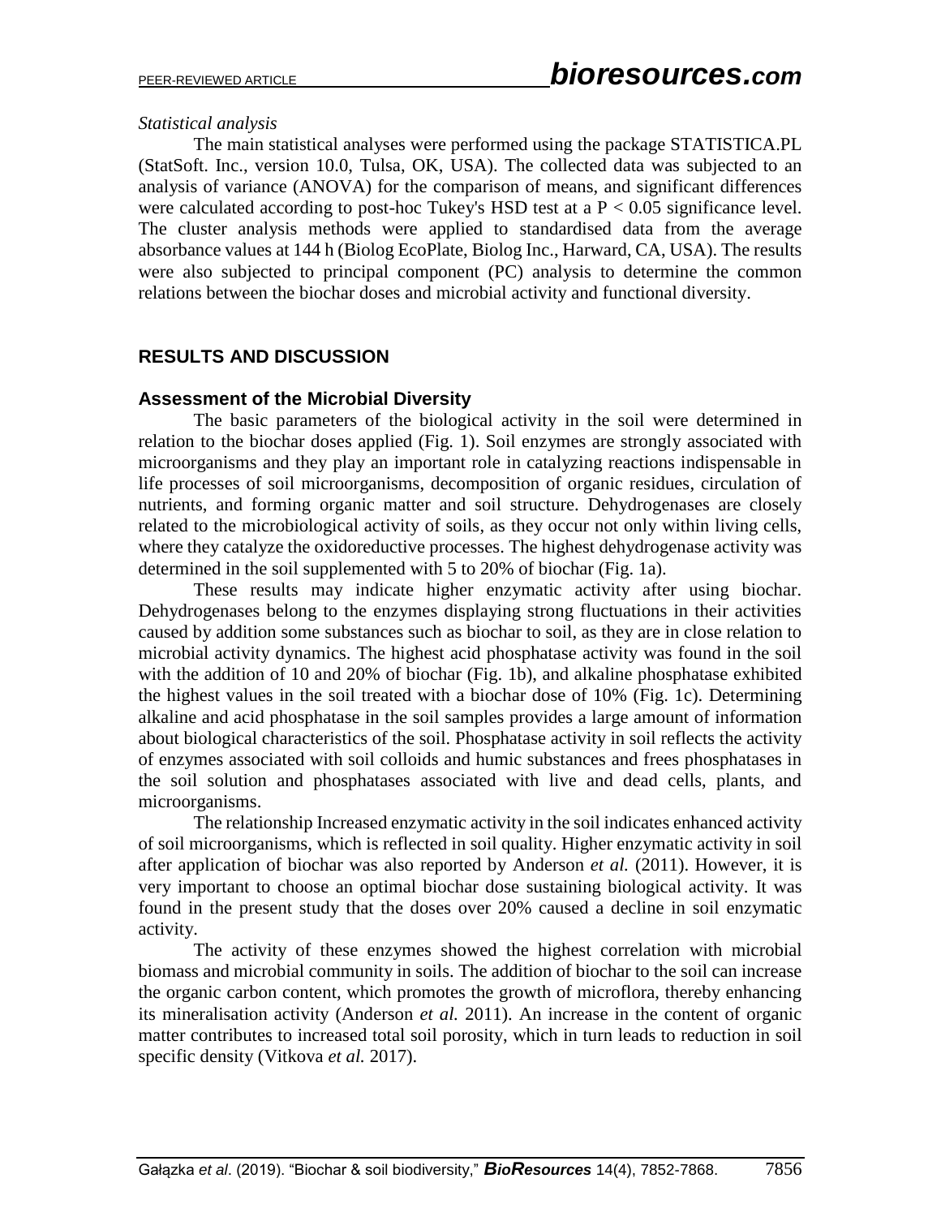*Statistical analysis*

The main statistical analyses were performed using the package STATISTICA.PL (StatSoft. Inc., version 10.0, Tulsa, OK, USA). The collected data was subjected to an analysis of variance (ANOVA) for the comparison of means, and significant differences were calculated according to post-hoc Tukey's HSD test at a $P < 0.05$ significance level. The cluster analysis methods were applied to standardised data from the average absorbance values at 144 h (Biolog EcoPlate, Biolog Inc., Harward, CA, USA). The results were also subjected to principal component (PC) analysis to determine the common relations between the biochar doses and microbial activity and functional diversity.

## RESULTS AND DISCUSSION

### Assessment of the Microbial Diversity

The basic parameters of the biological activity in the soil were determined in relation to the biochar doses applied (Fig. 1). Soil enzymes are strongly associated with microorganisms and they play an important role in catalyzing reactions indispensable in life processes of soil microorganisms, decomposition of organic residues, circulation of nutrients, and forming organic matter and soil structure. Dehydrogenases are closely related to the microbiological activity of soils, as they occur not only within living cells, where they catalyze the oxidoreductive processes. The highest dehydrogenase activity was determined in the soil supplemented with 5 to 20% of biochar (Fig. 1a).

These results may indicate higher enzymatic activity after using biochar. Dehydrogenases belong to the enzymes displaying strong fluctuations in their activities caused by addition some substances such as biochar to soil, as they are in close relation to microbial activity dynamics. The highest acid phosphatase activity was found in the soil with the addition of 10 and 20% of biochar (Fig. 1b), and alkaline phosphatase exhibited the highest values in the soil treated with a biochar dose of 10% (Fig. 1c). Determining alkaline and acid phosphatase in the soil samples provides a large amount of information about biological characteristics of the soil. Phosphatase activity in soil reflects the activity of enzymes associated with soil colloids and humic substances and frees phosphatases in the soil solution and phosphatases associated with live and dead cells, plants, and microorganisms.

The relationship Increased enzymatic activity in the soil indicates enhanced activity of soil microorganisms, which is reflected in soil quality. Higher enzymatic activity in soil after application of biochar was also reported by Anderson *et al.* (2011). However, it is very important to choose an optimal biochar dose sustaining biological activity. It was found in the present study that the doses over 20% caused a decline in soil enzymatic activity.

The activity of these enzymes showed the highest correlation with microbial biomass and microbial community in soils. The addition of biochar to the soil can increase the organic carbon content, which promotes the growth of microflora, thereby enhancing its mineralisation activity (Anderson *et al.* 2011). An increase in the content of organic matter contributes to increased total soil porosity, which in turn leads to reduction in soil specific density (Vitkova *et al.* 2017).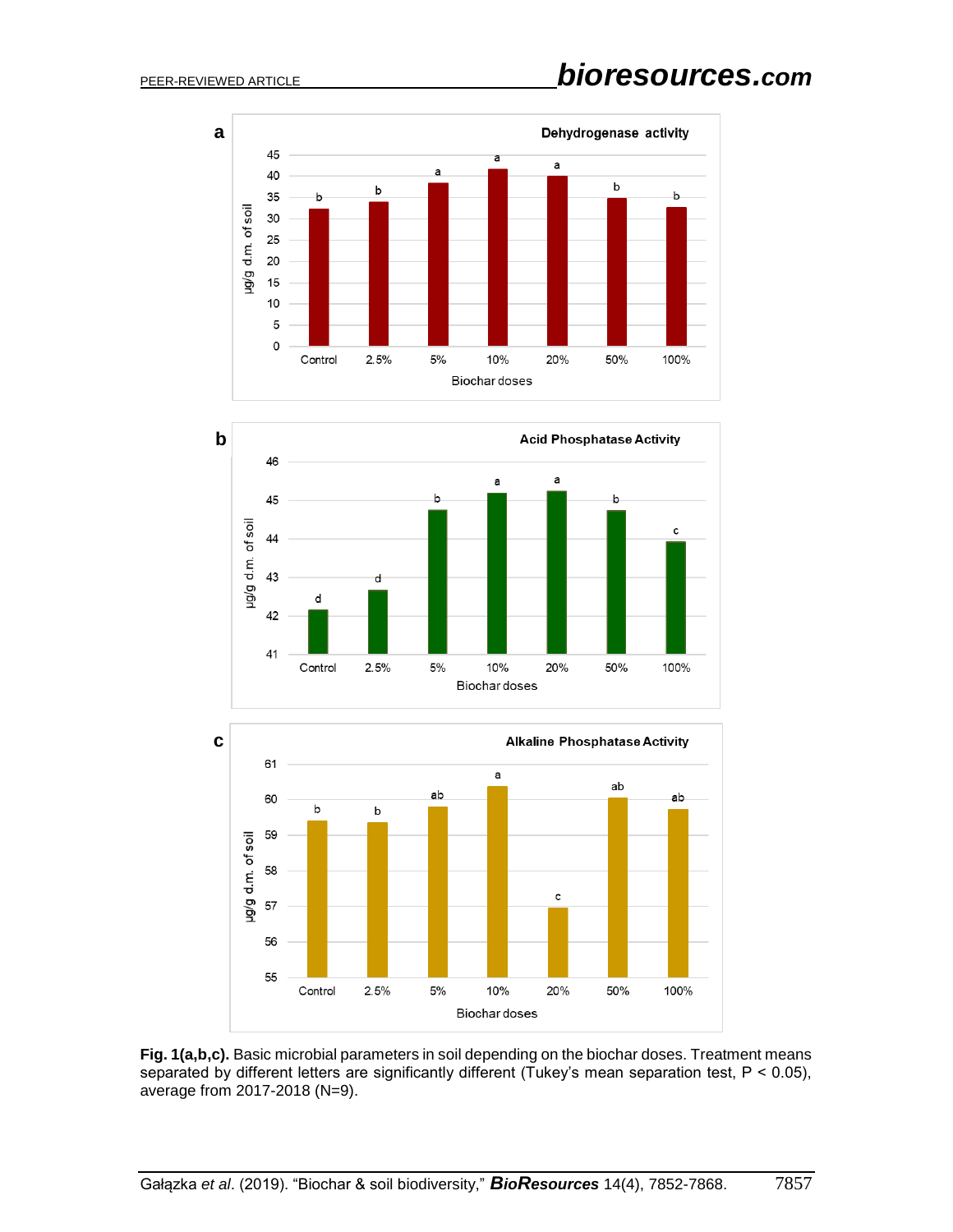**Fig. 1(a,b,c).** Basic microbial parameters in soil depending on the biochar doses. Treatment means separated by different letters are significantly different (Tukey's mean separation test, $P < 0.05$), average from 2017-2018 (N=9).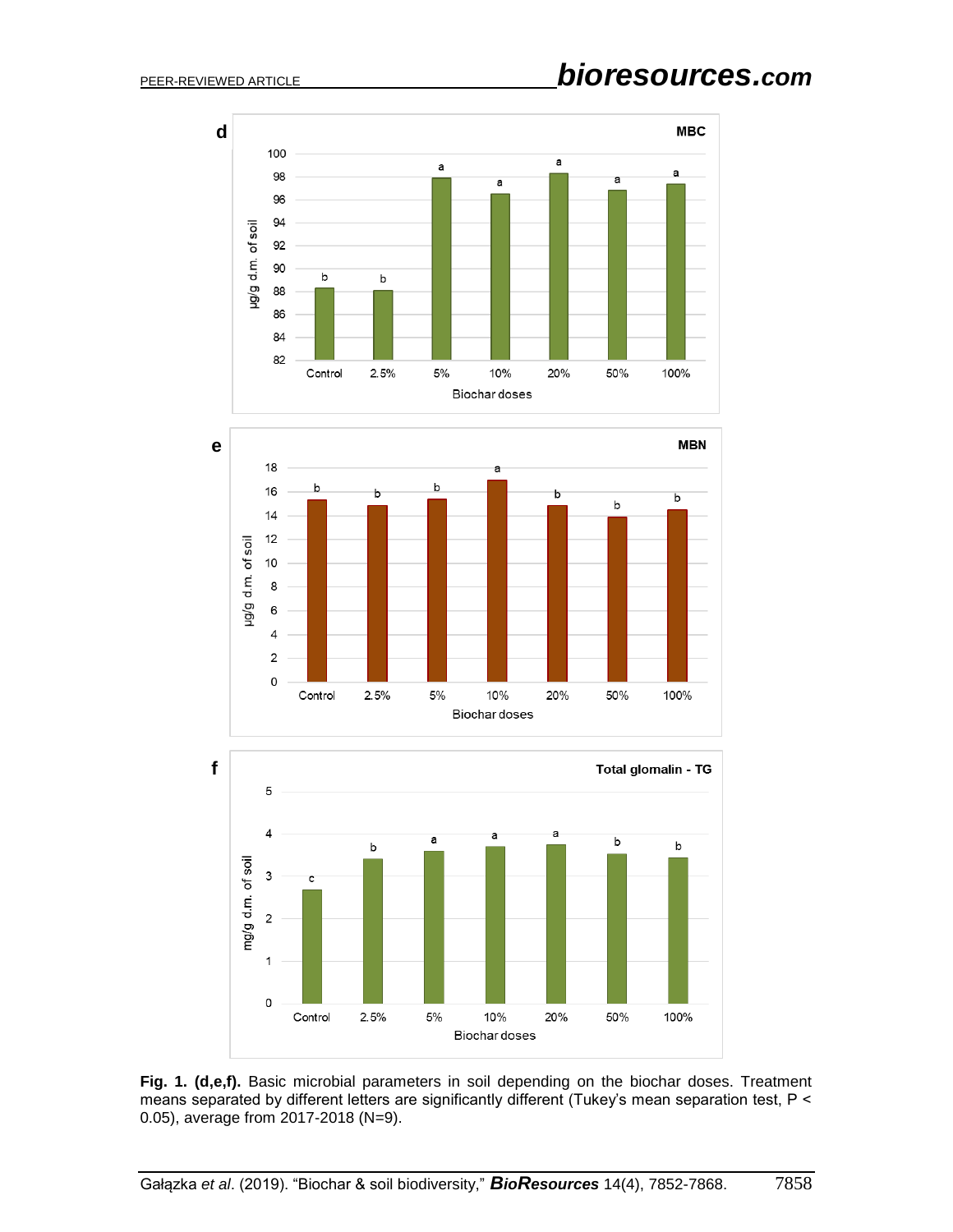**Fig. 1. (d,e,f).** Basic microbial parameters in soil depending on the biochar doses. Treatment means separated by different letters are significantly different (Tukey's mean separation test, $P < 0.05$), average from 2017-2018 (N=9).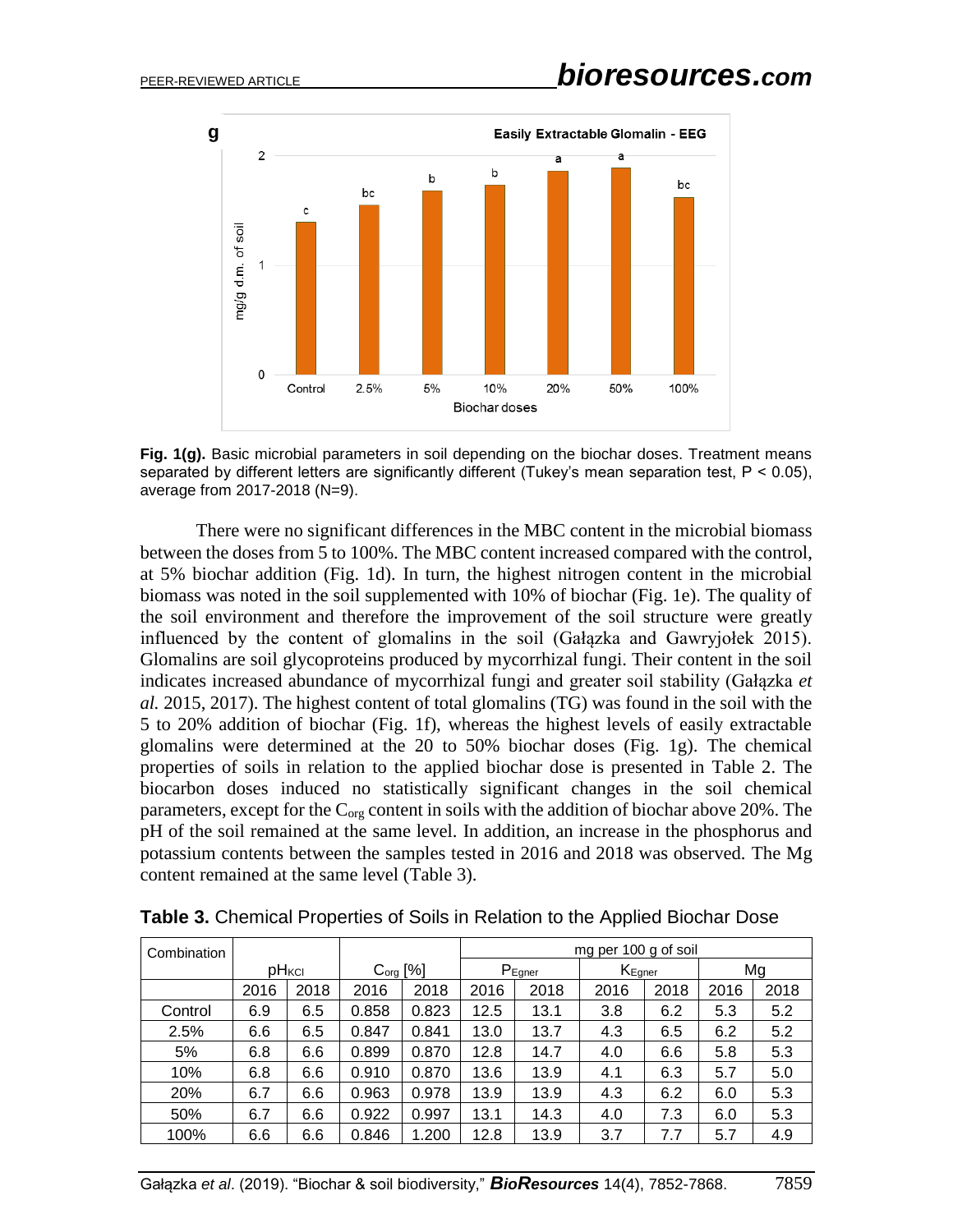**Fig. 1(g).** Basic microbial parameters in soil depending on the biochar doses. Treatment means separated by different letters are significantly different (Tukey's mean separation test, $P < 0.05$), average from 2017-2018 (N=9).

There were no significant differences in the MBC content in the microbial biomass between the doses from 5 to 100%. The MBC content increased compared with the control, at 5% biochar addition (Fig. 1d). In turn, the highest nitrogen content in the microbial biomass was noted in the soil supplemented with 10% of biochar (Fig. 1e). The quality of the soil environment and therefore the improvement of the soil structure were greatly influenced by the content of glomalins in the soil (Gałązka and Gawryjołek 2015). Glomalins are soil glycoproteins produced by mycorrhizal fungi. Their content in the soil indicates increased abundance of mycorrhizal fungi and greater soil stability (Gałązka *et al.* 2015, 2017). The highest content of total glomalins (TG) was found in the soil with the 5 to 20% addition of biochar (Fig. 1f), whereas the highest levels of easily extractable glomalins were determined at the 20 to 50% biochar doses (Fig. 1g). The chemical properties of soils in relation to the applied biochar dose is presented in Table 2. The biocarbon doses induced no statistically significant changes in the soil chemical parameters, except for the $C_{org}$ content in soils with the addition of biochar above 20%. The pH of the soil remained at the same level. In addition, an increase in the phosphorus and potassium contents between the samples tested in 2016 and 2018 was observed. The Mg content remained at the same level (Table 3).

**Table 3.** Chemical Properties of Soils in Relation to the Applied Biochar Dose

| Combination | $pH_{KCl}$ | | $C_{org}$ [%] | | mg per 100 g of soil | | | | | |
|---|---|---|---|---|---|---|---|---|---|---|
| | | | | | $P_{Egner}$ | | $K_{Egner}$ | | Mg | |
| | 2016 | 2018 | 2016 | 2018 | 2016 | 2018 | 2016 | 2018 | 2016 | 2018 |
| Control | 6.9 | 6.5 | 0.858 | 0.823 | 12.5 | 13.1 | 3.8 | 6.2 | 5.3 | 5.2 |
| 2.5% | 6.6 | 6.5 | 0.847 | 0.841 | 13.0 | 13.7 | 4.3 | 6.5 | 6.2 | 5.2 |
| 5% | 6.8 | 6.6 | 0.899 | 0.870 | 12.8 | 14.7 | 4.0 | 6.6 | 5.8 | 5.3 |
| 10% | 6.8 | 6.6 | 0.910 | 0.870 | 13.6 | 13.9 | 4.1 | 6.3 | 5.7 | 5.0 |
| 20% | 6.7 | 6.6 | 0.963 | 0.978 | 13.9 | 13.9 | 4.3 | 6.2 | 6.0 | 5.3 |
| 50% | 6.7 | 6.6 | 0.922 | 0.997 | 13.1 | 14.3 | 4.0 | 7.3 | 6.0 | 5.3 |
| 100% | 6.6 | 6.6 | 0.846 | 1.200 | 12.8 | 13.9 | 3.7 | 7.7 | 5.7 | 4.9 |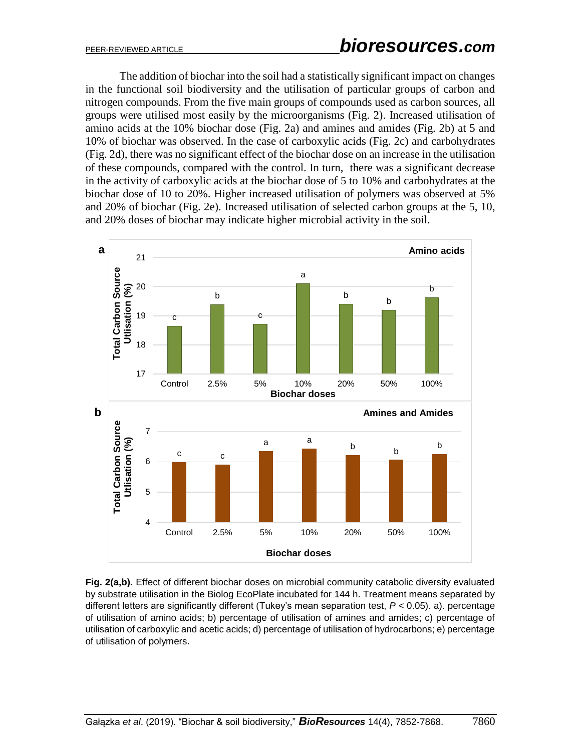The addition of biochar into the soil had a statistically significant impact on changes in the functional soil biodiversity and the utilisation of particular groups of carbon and nitrogen compounds. From the five main groups of compounds used as carbon sources, all groups were utilised most easily by the microorganisms (Fig. 2). Increased utilisation of amino acids at the 10% biochar dose (Fig. 2a) and amines and amides (Fig. 2b) at 5 and 10% of biochar was observed. In the case of carboxylic acids (Fig. 2c) and carbohydrates (Fig. 2d), there was no significant effect of the biochar dose on an increase in the utilisation of these compounds, compared with the control. In turn, there was a significant decrease in the activity of carboxylic acids at the biochar dose of 5 to 10% and carbohydrates at the biochar dose of 10 to 20%. Higher increased utilisation of polymers was observed at 5% and 20% of biochar (Fig. 2e). Increased utilisation of selected carbon groups at the 5, 10, and 20% doses of biochar may indicate higher microbial activity in the soil.

**Fig. 2(a,b).** Effect of different biochar doses on microbial community catabolic diversity evaluated by substrate utilisation in the Biolog EcoPlate incubated for 144 h. Treatment means separated by different letters are significantly different (Tukey's mean separation test, $P < 0.05$). a). percentage of utilisation of amino acids; b) percentage of utilisation of amines and amides; c) percentage of utilisation of carboxylic and acetic acids; d) percentage of utilisation of hydrocarbons; e) percentage of utilisation of polymers.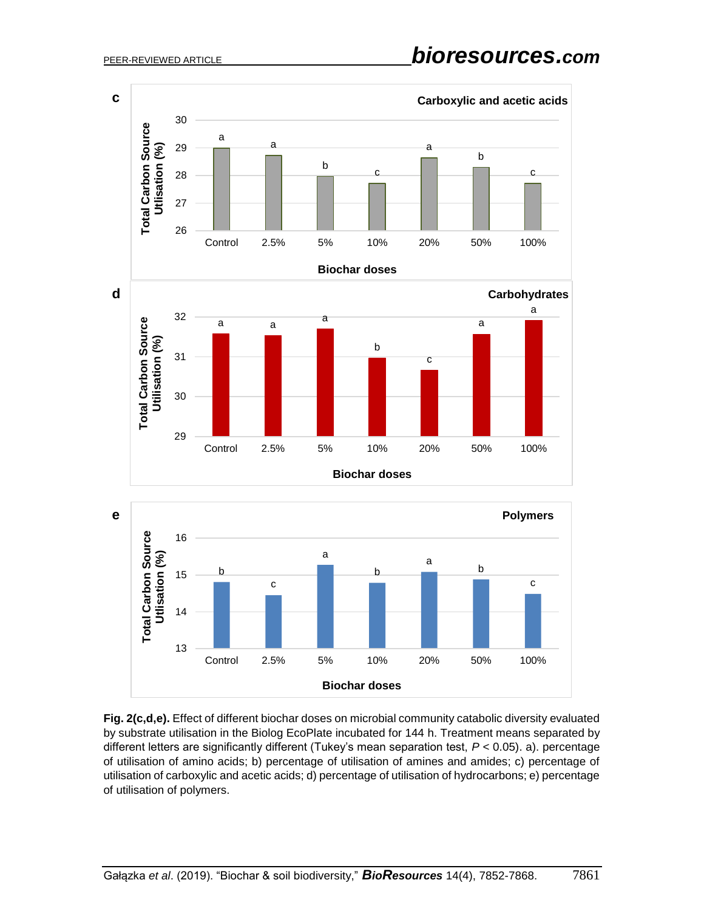**Fig. 2(c,d,e).** Effect of different biochar doses on microbial community catabolic diversity evaluated by substrate utilisation in the Biolog EcoPlate incubated for 144 h. Treatment means separated by different letters are significantly different (Tukey's mean separation test, $P < 0.05$). a). percentage of utilisation of amino acids; b) percentage of utilisation of amines and amides; c) percentage of utilisation of carboxylic and acetic acids; d) percentage of utilisation of hydrocarbons; e) percentage of utilisation of polymers.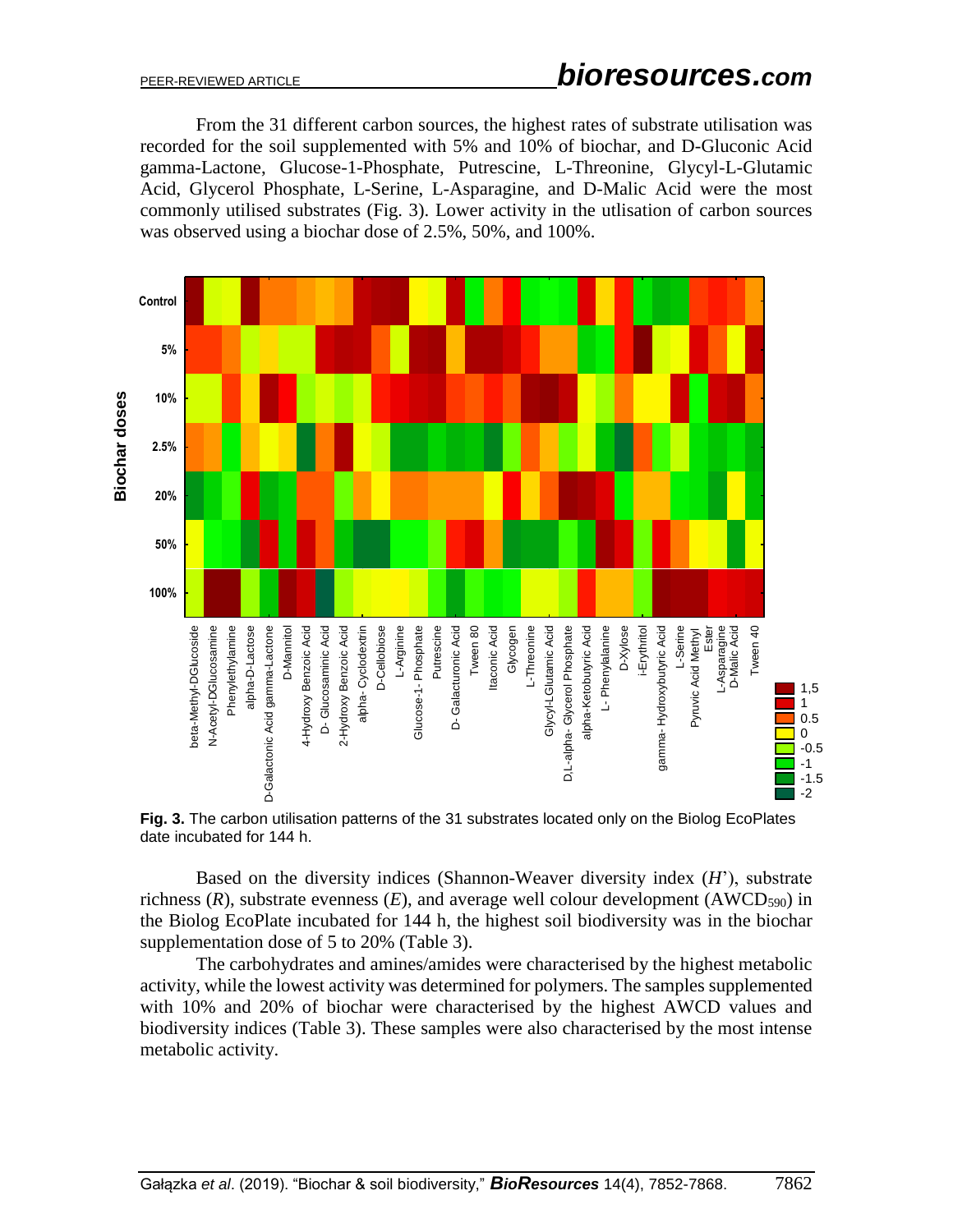From the 31 different carbon sources, the highest rates of substrate utilisation was recorded for the soil supplemented with 5% and 10% of biochar, and D-Gluconic Acid gamma-Lactone, Glucose-1-Phosphate, Putrescine, L-Threonine, Glycyl-L-Glutamic Acid, Glycerol Phosphate, L-Serine, L-Asparagine, and D-Malic Acid were the most commonly utilised substrates (Fig. 3). Lower activity in the utlisation of carbon sources was observed using a biochar dose of 2.5%, 50%, and 100%.

**Fig. 3.** The carbon utilisation patterns of the 31 substrates located only on the Biolog EcoPlates date incubated for 144 h.

Based on the diversity indices (Shannon-Weaver diversity index ($H$'), substrate richness ($R$), substrate evenness ($E$), and average well colour development ($AWCD_{590}$) in the Biolog EcoPlate incubated for 144 h, the highest soil biodiversity was in the biochar supplementation dose of 5 to 20% (Table 3).

The carbohydrates and amines/amides were characterised by the highest metabolic activity, while the lowest activity was determined for polymers. The samples supplemented with 10% and 20% of biochar were characterised by the highest AWCD values and biodiversity indices (Table 3). These samples were also characterised by the most intense metabolic activity.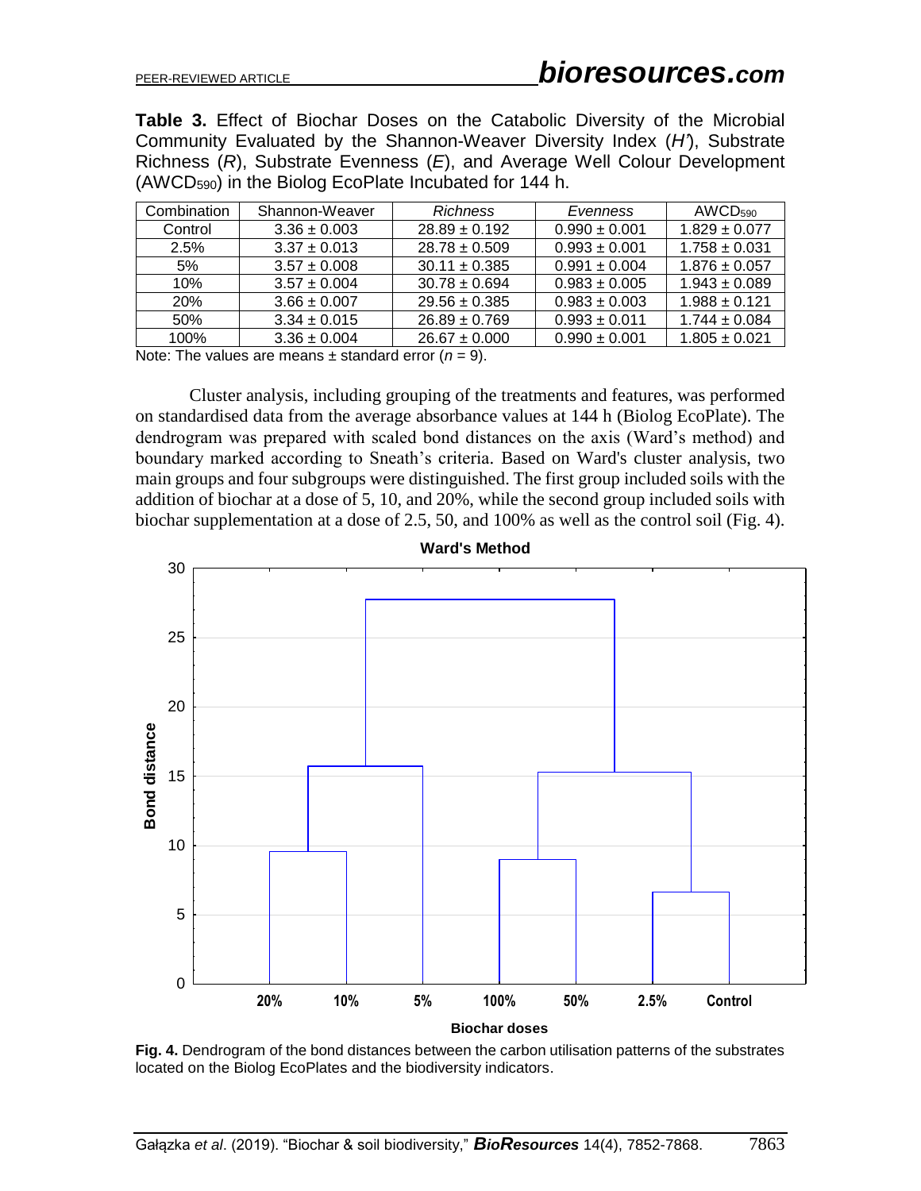**Table 3.** Effect of Biochar Doses on the Catabolic Diversity of the Microbial Community Evaluated by the Shannon-Weaver Diversity Index (*H'*), Substrate Richness (*R*), Substrate Evenness (*E*), and Average Well Colour Development ($AWCD_{590}$) in the Biolog EcoPlate Incubated for 144 h.

| Combination | Shannon-Weaver | *Richness* | *Evenness* | $AWCD_{590}$ |
|---|---|---|---|---|
| Control | 3.36 ± 0.003 | 28.89 ± 0.192 | 0.990 ± 0.001 | 1.829 ± 0.077 |
| 2.5% | 3.37 ± 0.013 | 28.78 ± 0.509 | 0.993 ± 0.001 | 1.758 ± 0.031 |
| 5% | 3.57 ± 0.008 | 30.11 ± 0.385 | 0.991 ± 0.004 | 1.876 ± 0.057 |
| 10% | 3.57 ± 0.004 | 30.78 ± 0.694 | 0.983 ± 0.005 | 1.943 ± 0.089 |
| 20% | 3.66 ± 0.007 | 29.56 ± 0.385 | 0.983 ± 0.003 | 1.988 ± 0.121 |
| 50% | 3.34 ± 0.015 | 26.89 ± 0.769 | 0.993 ± 0.011 | 1.744 ± 0.084 |
| 100% | 3.36 ± 0.004 | 26.67 ± 0.000 | 0.990 ± 0.001 | 1.805 ± 0.021 |

Note: The values are means ± standard error ($n$ = 9).

Cluster analysis, including grouping of the treatments and features, was performed on standardised data from the average absorbance values at 144 h (Biolog EcoPlate). The dendrogram was prepared with scaled bond distances on the axis (Ward's method) and boundary marked according to Sneath's criteria. Based on Ward's cluster analysis, two main groups and four subgroups were distinguished. The first group included soils with the addition of biochar at a dose of 5, 10, and 20%, while the second group included soils with biochar supplementation at a dose of 2.5, 50, and 100% as well as the control soil (Fig. 4).

**Fig. 4.** Dendrogram of the bond distances between the carbon utilisation patterns of the substrates located on the Biolog EcoPlates and the biodiversity indicators.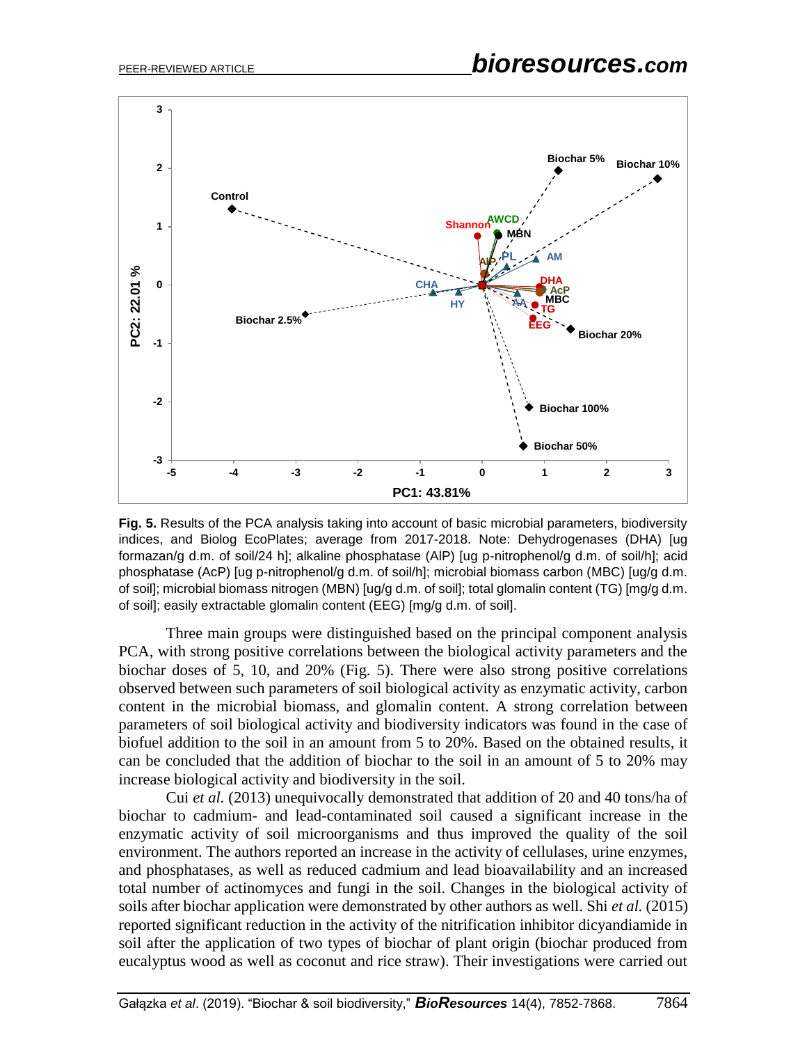**Fig. 5.** Results of the PCA analysis taking into account of basic microbial parameters, biodiversity indices, and Biolog EcoPlates; average from 2017-2018. Note: Dehydrogenases (DHA) [ug formazan/g d.m. of soil/24 h]; alkaline phosphatase (AlP) [ug p-nitrophenol/g d.m. of soil/h]; acid phosphatase (AcP) [ug p-nitrophenol/g d.m. of soil/h]; microbial biomass carbon (MBC) [ug/g d.m. of soil]; microbial biomass nitrogen (MBN) [ug/g d.m. of soil]; total glomalin content (TG) [mg/g d.m. of soil]; easily extractable glomalin content (EEG) [mg/g d.m. of soil].

Three main groups were distinguished based on the principal component analysis PCA, with strong positive correlations between the biological activity parameters and the biochar doses of 5, 10, and 20% (Fig. 5). There were also strong positive correlations observed between such parameters of soil biological activity as enzymatic activity, carbon content in the microbial biomass, and glomalin content. A strong correlation between parameters of soil biological activity and biodiversity indicators was found in the case of biofuel addition to the soil in an amount from 5 to 20%. Based on the obtained results, it can be concluded that the addition of biochar to the soil in an amount of 5 to 20% may increase biological activity and biodiversity in the soil.

Cui *et al.* (2013) unequivocally demonstrated that addition of 20 and 40 tons/ha of biochar to cadmium- and lead-contaminated soil caused a significant increase in the enzymatic activity of soil microorganisms and thus improved the quality of the soil environment. The authors reported an increase in the activity of cellulases, urine enzymes, and phosphatases, as well as reduced cadmium and lead bioavailability and an increased total number of actinomyces and fungi in the soil. Changes in the biological activity of soils after biochar application were demonstrated by other authors as well. Shi *et al.* (2015) reported significant reduction in the activity of the nitrification inhibitor dicyandiamide in soil after the application of two types of biochar of plant origin (biochar produced from eucalyptus wood as well as coconut and rice straw). Their investigations were carried out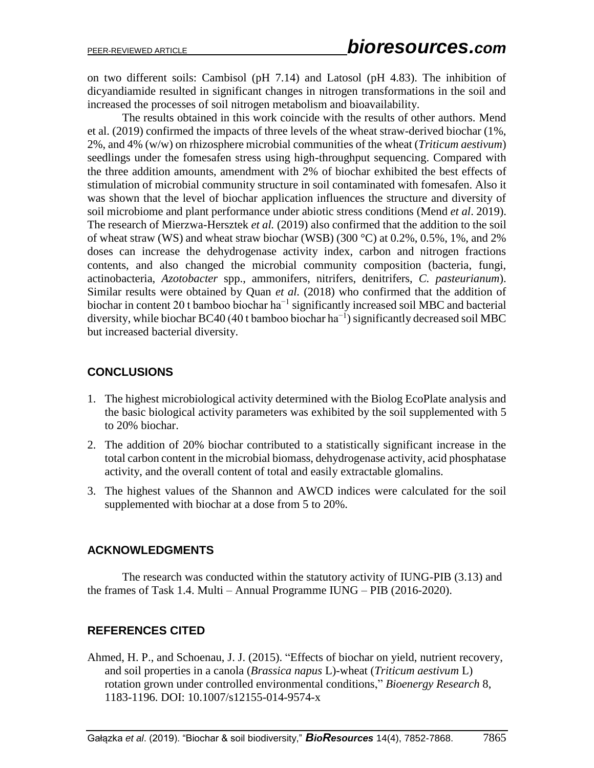on two different soils: Cambisol (pH 7.14) and Latosol (pH 4.83). The inhibition of dicyandiamide resulted in significant changes in nitrogen transformations in the soil and increased the processes of soil nitrogen metabolism and bioavailability.

The results obtained in this work coincide with the results of other authors. Mend et al. (2019) confirmed the impacts of three levels of the wheat straw-derived biochar (1%, 2%, and 4% (w/w) on rhizosphere microbial communities of the wheat (*Triticum aestivum*) seedlings under the fomesafen stress using high-throughput sequencing. Compared with the three addition amounts, amendment with 2% of biochar exhibited the best effects of stimulation of microbial community structure in soil contaminated with fomesafen. Also it was shown that the level of biochar application influences the structure and diversity of soil microbiome and plant performance under abiotic stress conditions (Mend *et al*. 2019). The research of Mierzwa-Hersztek *et al.* (2019) also confirmed that the addition to the soil of wheat straw (WS) and wheat straw biochar (WSB) (300 °C) at 0.2%, 0.5%, 1%, and 2% doses can increase the dehydrogenase activity index, carbon and nitrogen fractions contents, and also changed the microbial community composition (bacteria, fungi, actinobacteria, *Azotobacter* spp., ammonifers, nitrifers, denitrifers, *C. pasteurianum*). Similar results were obtained by Quan *et al*. (2018) who confirmed that the addition of biochar in content 20 t bamboo biochar $ha^{-1}$ significantly increased soil MBC and bacterial diversity, while biochar BC40 (40 t bamboo biochar $ha^{-1}$) significantly decreased soil MBC but increased bacterial diversity.

## CONCLUSIONS

1. The highest microbiological activity determined with the Biolog EcoPlate analysis and the basic biological activity parameters was exhibited by the soil supplemented with 5 to 20% biochar.
2. The addition of 20% biochar contributed to a statistically significant increase in the total carbon content in the microbial biomass, dehydrogenase activity, acid phosphatase activity, and the overall content of total and easily extractable glomalins.
3. The highest values of the Shannon and AWCD indices were calculated for the soil supplemented with biochar at a dose from 5 to 20%.

## ACKNOWLEDGMENTS

The research was conducted within the statutory activity of IUNG-PIB (3.13) and the frames of Task 1.4. Multi – Annual Programme IUNG – PIB (2016-2020).

## REFERENCES CITED

Ahmed, H. P., and Schoenau, J. J. (2015). "Effects of biochar on yield, nutrient recovery, and soil properties in a canola (*Brassica napus* L)-wheat (*Triticum aestivum* L) rotation grown under controlled environmental conditions," *Bioenergy Research* 8, 1183-1196. DOI: 10.1007/s12155-014-9574-x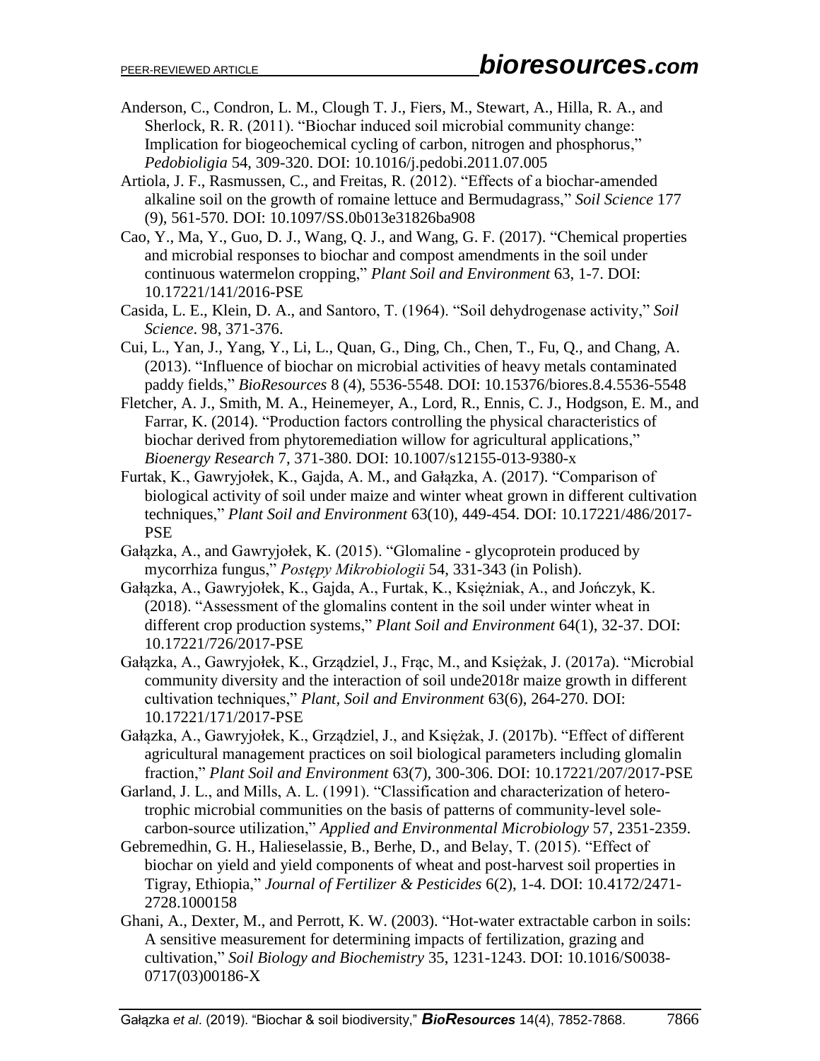Anderson, C., Condron, L. M., Clough T. J., Fiers, M., Stewart, A., Hilla, R. A., and Sherlock, R. R. (2011). "Biochar induced soil microbial community change: Implication for biogeochemical cycling of carbon, nitrogen and phosphorus," *Pedobioligia* 54, 309-320. DOI: 10.1016/j.pedobi.2011.07.005

Artiola, J. F., Rasmussen, C., and Freitas, R. (2012). "Effects of a biochar-amended alkaline soil on the growth of romaine lettuce and Bermudagrass," *Soil Science* 177 (9), 561-570. DOI: 10.1097/SS.0b013e31826ba908

Cao, Y., Ma, Y., Guo, D. J., Wang, Q. J., and Wang, G. F. (2017). "Chemical properties and microbial responses to biochar and compost amendments in the soil under continuous watermelon cropping," *Plant Soil and Environment* 63, 1-7. DOI: 10.17221/141/2016-PSE

Casida, L. E., Klein, D. A., and Santoro, T. (1964). "Soil dehydrogenase activity," *Soil Science*. 98, 371-376.

Cui, L., Yan, J., Yang, Y., Li, L., Quan, G., Ding, Ch., Chen, T., Fu, Q., and Chang, A. (2013). "Influence of biochar on microbial activities of heavy metals contaminated paddy fields," *BioResources* 8 (4), 5536-5548. DOI: 10.15376/biores.8.4.5536-5548

Fletcher, A. J., Smith, M. A., Heinemeyer, A., Lord, R., Ennis, C. J., Hodgson, E. M., and Farrar, K. (2014). "Production factors controlling the physical characteristics of biochar derived from phytoremediation willow for agricultural applications," *Bioenergy Research* 7, 371-380. DOI: 10.1007/s12155-013-9380-x

Furtak, K., Gawryjołek, K., Gajda, A. M., and Gałązka, A. (2017). "Comparison of biological activity of soil under maize and winter wheat grown in different cultivation techniques," *Plant Soil and Environment* 63(10), 449-454. DOI: 10.17221/486/2017-PSE

Gałązka, A., and Gawryjołek, K. (2015). "Glomaline - glycoprotein produced by mycorrhiza fungus," *Postępy Mikrobiologii* 54, 331-343 (in Polish).

Gałązka, A., Gawryjołek, K., Gajda, A., Furtak, K., Księżniak, A., and Jończyk, K. (2018). "Assessment of the glomalins content in the soil under winter wheat in different crop production systems," *Plant Soil and Environment* 64(1), 32-37. DOI: 10.17221/726/2017-PSE

Gałązka, A., Gawryjołek, K., Grządziel, J., Frąc, M., and Księżak, J. (2017a). "Microbial community diversity and the interaction of soil unde2018r maize growth in different cultivation techniques," *Plant, Soil and Environment* 63(6), 264-270. DOI: 10.17221/171/2017-PSE

Gałązka, A., Gawryjołek, K., Grządziel, J., and Księżak, J. (2017b). "Effect of different agricultural management practices on soil biological parameters including glomalin fraction," *Plant Soil and Environment* 63(7), 300-306. DOI: 10.17221/207/2017-PSE

Garland, J. L., and Mills, A. L. (1991). "Classification and characterization of hetero-trophic microbial communities on the basis of patterns of community-level sole-carbon-source utilization," *Applied and Environmental Microbiology* 57, 2351-2359.

Gebremedhin, G. H., Halieselassie, B., Berhe, D., and Belay, T. (2015). "Effect of biochar on yield and yield components of wheat and post-harvest soil properties in Tigray, Ethiopia," *Journal of Fertilizer & Pesticides* 6(2), 1-4. DOI: 10.4172/2471-2728.1000158

Ghani, A., Dexter, M., and Perrott, K. W. (2003). "Hot-water extractable carbon in soils: A sensitive measurement for determining impacts of fertilization, grazing and cultivation," *Soil Biology and Biochemistry* 35, 1231-1243. DOI: 10.1016/S0038-0717(03)00186-X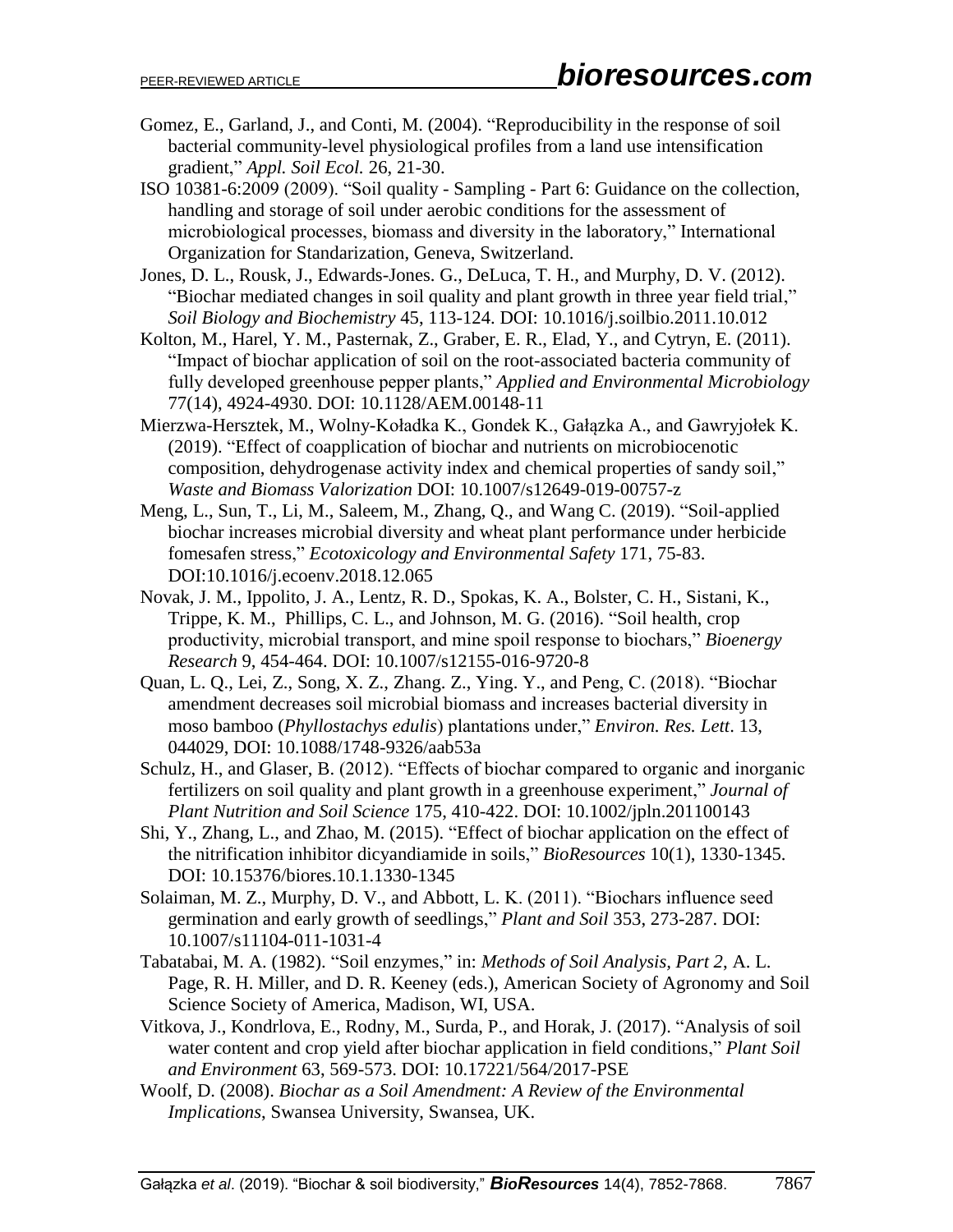Gomez, E., Garland, J., and Conti, M. (2004). "Reproducibility in the response of soil bacterial community-level physiological profiles from a land use intensification gradient," *Appl. Soil Ecol.* 26, 21-30.

ISO 10381-6:2009 (2009). "Soil quality - Sampling - Part 6: Guidance on the collection, handling and storage of soil under aerobic conditions for the assessment of microbiological processes, biomass and diversity in the laboratory," International Organization for Standarization, Geneva, Switzerland.

Jones, D. L., Rousk, J., Edwards-Jones. G., DeLuca, T. H., and Murphy, D. V. (2012). "Biochar mediated changes in soil quality and plant growth in three year field trial," *Soil Biology and Biochemistry* 45, 113-124. DOI: 10.1016/j.soilbio.2011.10.012

Kolton, M., Harel, Y. M., Pasternak, Z., Graber, E. R., Elad, Y., and Cytryn, E. (2011). "Impact of biochar application of soil on the root-associated bacteria community of fully developed greenhouse pepper plants," *Applied and Environmental Microbiology* 77(14), 4924-4930. DOI: 10.1128/AEM.00148-11

Mierzwa-Hersztek, M., Wolny-Koładka K., Gondek K., Gałązka A., and Gawryjołek K. (2019). "Effect of coapplication of biochar and nutrients on microbiocenotic composition, dehydrogenase activity index and chemical properties of sandy soil," *Waste and Biomass Valorization* DOI: 10.1007/s12649-019-00757-z

Meng, L., Sun, T., Li, M., Saleem, M., Zhang, Q., and Wang C. (2019). "Soil-applied biochar increases microbial diversity and wheat plant performance under herbicide fomesafen stress," *Ecotoxicology and Environmental Safety* 171, 75-83. DOI:10.1016/j.ecoenv.2018.12.065

Novak, J. M., Ippolito, J. A., Lentz, R. D., Spokas, K. A., Bolster, C. H., Sistani, K., Trippe, K. M., Phillips, C. L., and Johnson, M. G. (2016). "Soil health, crop productivity, microbial transport, and mine spoil response to biochars," *Bioenergy Research* 9, 454-464. DOI: 10.1007/s12155-016-9720-8

Quan, L. Q., Lei, Z., Song, X. Z., Zhang. Z., Ying. Y., and Peng, C. (2018). "Biochar amendment decreases soil microbial biomass and increases bacterial diversity in moso bamboo (*Phyllostachys edulis*) plantations under," *Environ. Res. Lett*. 13, 044029, DOI: 10.1088/1748-9326/aab53a

Schulz, H., and Glaser, B. (2012). "Effects of biochar compared to organic and inorganic fertilizers on soil quality and plant growth in a greenhouse experiment," *Journal of Plant Nutrition and Soil Science* 175, 410-422. DOI: 10.1002/jpln.201100143

Shi, Y., Zhang, L., and Zhao, M. (2015). "Effect of biochar application on the effect of the nitrification inhibitor dicyandiamide in soils," *BioResources* 10(1), 1330-1345. DOI: 10.15376/biores.10.1.1330-1345

Solaiman, M. Z., Murphy, D. V., and Abbott, L. K. (2011). "Biochars influence seed germination and early growth of seedlings," *Plant and Soil* 353, 273-287. DOI: 10.1007/s11104-011-1031-4

Tabatabai, M. A. (1982). "Soil enzymes," in: *Methods of Soil Analysis, Part 2*, A. L. Page, R. H. Miller, and D. R. Keeney (eds.), American Society of Agronomy and Soil Science Society of America, Madison, WI, USA.

Vitkova, J., Kondrlova, E., Rodny, M., Surda, P., and Horak, J. (2017). "Analysis of soil water content and crop yield after biochar application in field conditions," *Plant Soil and Environment* 63, 569-573. DOI: 10.17221/564/2017-PSE

Woolf, D. (2008). *Biochar as a Soil Amendment: A Review of the Environmental Implications*, Swansea University, Swansea, UK.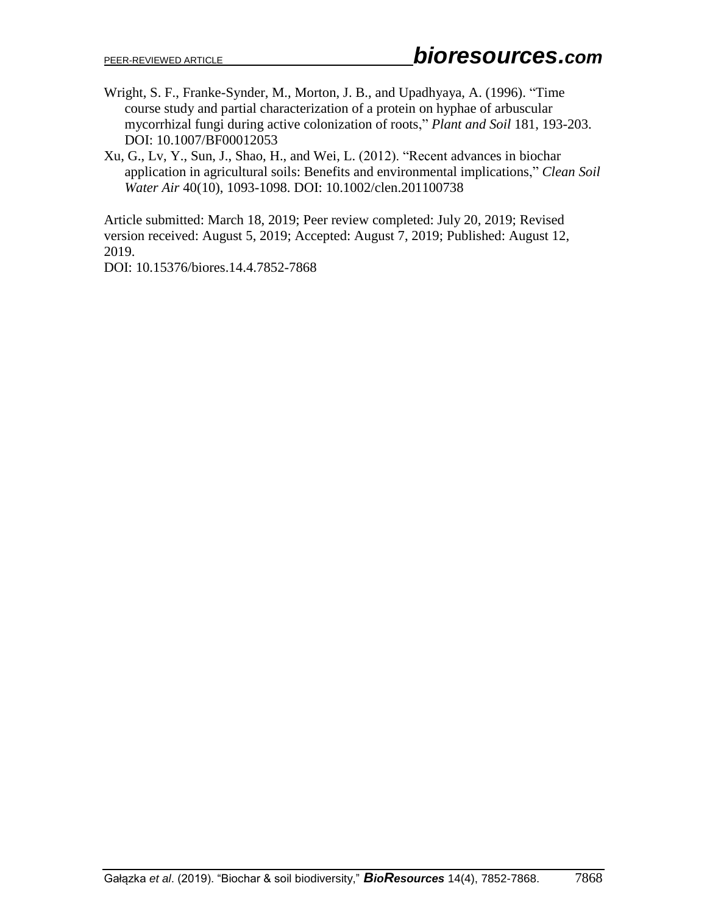Wright, S. F., Franke-Synder, M., Morton, J. B., and Upadhyaya, A. (1996). "Time course study and partial characterization of a protein on hyphae of arbuscular mycorrhizal fungi during active colonization of roots," *Plant and Soil* 181, 193-203. DOI: 10.1007/BF00012053

Xu, G., Lv, Y., Sun, J., Shao, H., and Wei, L. (2012). "Recent advances in biochar application in agricultural soils: Benefits and environmental implications," *Clean Soil Water Air* 40(10), 1093-1098. DOI: 10.1002/clen.201100738

Article submitted: March 18, 2019; Peer review completed: July 20, 2019; Revised version received: August 5, 2019; Accepted: August 7, 2019; Published: August 12, 2019.

DOI: 10.15376/biores.14.4.7852-7868